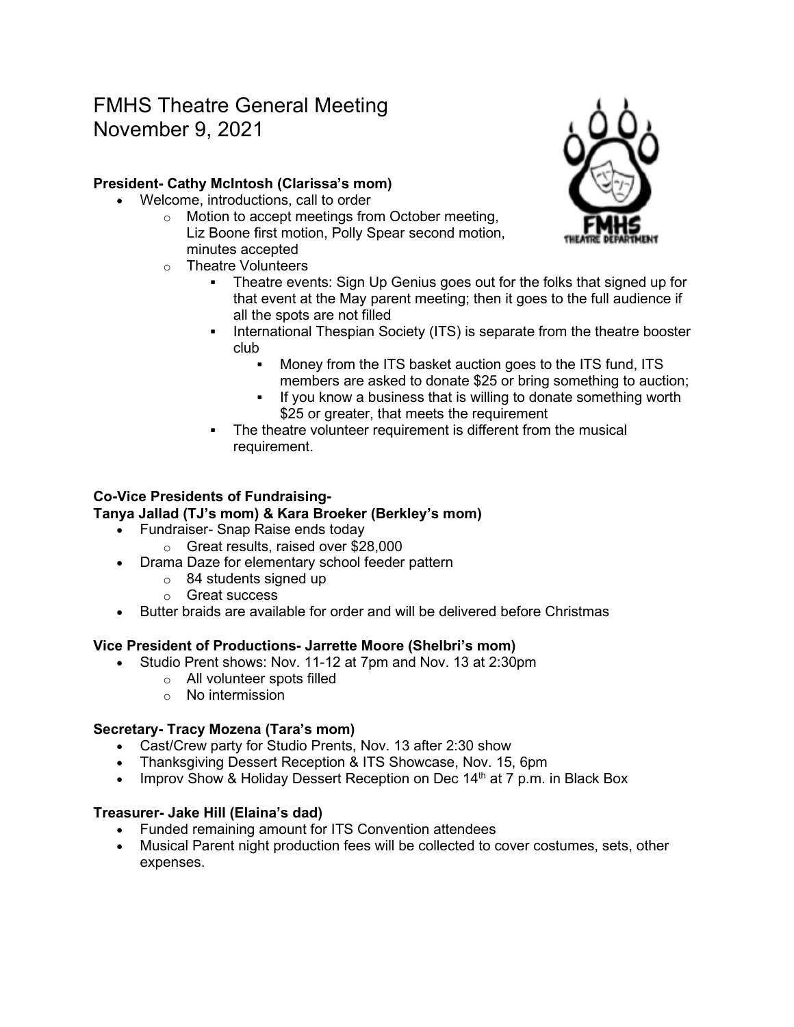# FMHS Theatre General Meeting
November 9, 2021

**President- Cathy McIntosh (Clarissa's mom)**

- Welcome, introductions, call to order
  - Motion to accept meetings from October meeting, Liz Boone first motion, Polly Spear second motion, minutes accepted
  - Theatre Volunteers
    - Theatre events: Sign Up Genius goes out for the folks that signed up for that event at the May parent meeting; then it goes to the full audience if all the spots are not filled
    - International Thespian Society (ITS) is separate from the theatre booster club
      - Money from the ITS basket auction goes to the ITS fund, ITS members are asked to donate $25 or bring something to auction;
      - If you know a business that is willing to donate something worth $25 or greater, that meets the requirement
    - The theatre volunteer requirement is different from the musical requirement.

**Co-Vice Presidents of Fundraising-**
**Tanya Jallad (TJ's mom) & Kara Broeker (Berkley's mom)**

- Fundraiser- Snap Raise ends today
  - Great results, raised over $28,000
- Drama Daze for elementary school feeder pattern
  - 84 students signed up
  - Great success
- Butter braids are available for order and will be delivered before Christmas

**Vice President of Productions- Jarrette Moore (Shelbri's mom)**

- Studio Prent shows: Nov. 11-12 at 7pm and Nov. 13 at 2:30pm
  - All volunteer spots filled
  - No intermission

**Secretary- Tracy Mozena (Tara's mom)**

- Cast/Crew party for Studio Prents, Nov. 13 after 2:30 show
- Thanksgiving Dessert Reception & ITS Showcase, Nov. 15, 6pm
- Improv Show & Holiday Dessert Reception on Dec 14th at 7 p.m. in Black Box

**Treasurer- Jake Hill (Elaina's dad)**

- Funded remaining amount for ITS Convention attendees
- Musical Parent night production fees will be collected to cover costumes, sets, other expenses.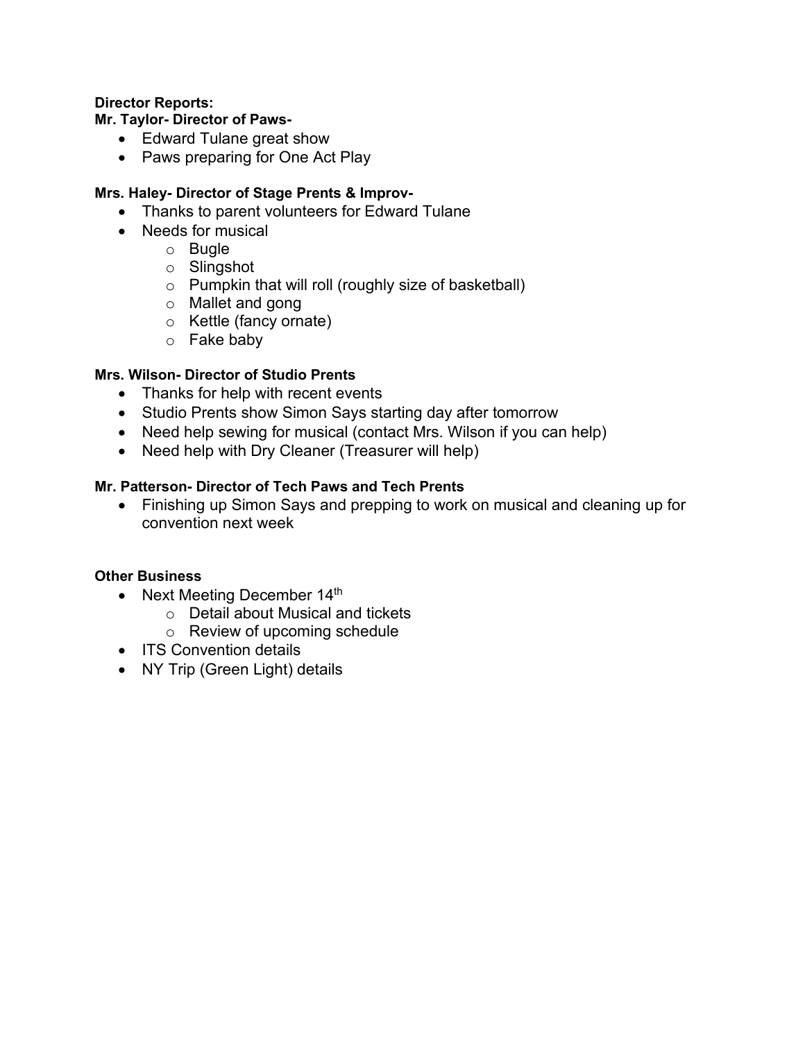**Director Reports:**

**Mr. Taylor- Director of Paws-**

- Edward Tulane great show
- Paws preparing for One Act Play

**Mrs. Haley- Director of Stage Prents & Improv-**

- Thanks to parent volunteers for Edward Tulane
- Needs for musical
    - Bugle
    - Slingshot
    - Pumpkin that will roll (roughly size of basketball)
    - Mallet and gong
    - Kettle (fancy ornate)
    - Fake baby

**Mrs. Wilson- Director of Studio Prents**

- Thanks for help with recent events
- Studio Prents show Simon Says starting day after tomorrow
- Need help sewing for musical (contact Mrs. Wilson if you can help)
- Need help with Dry Cleaner (Treasurer will help)

**Mr. Patterson- Director of Tech Paws and Tech Prents**

- Finishing up Simon Says and prepping to work on musical and cleaning up for convention next week

**Other Business**

- Next Meeting December 14th
    - Detail about Musical and tickets
    - Review of upcoming schedule
- ITS Convention details
- NY Trip (Green Light) details